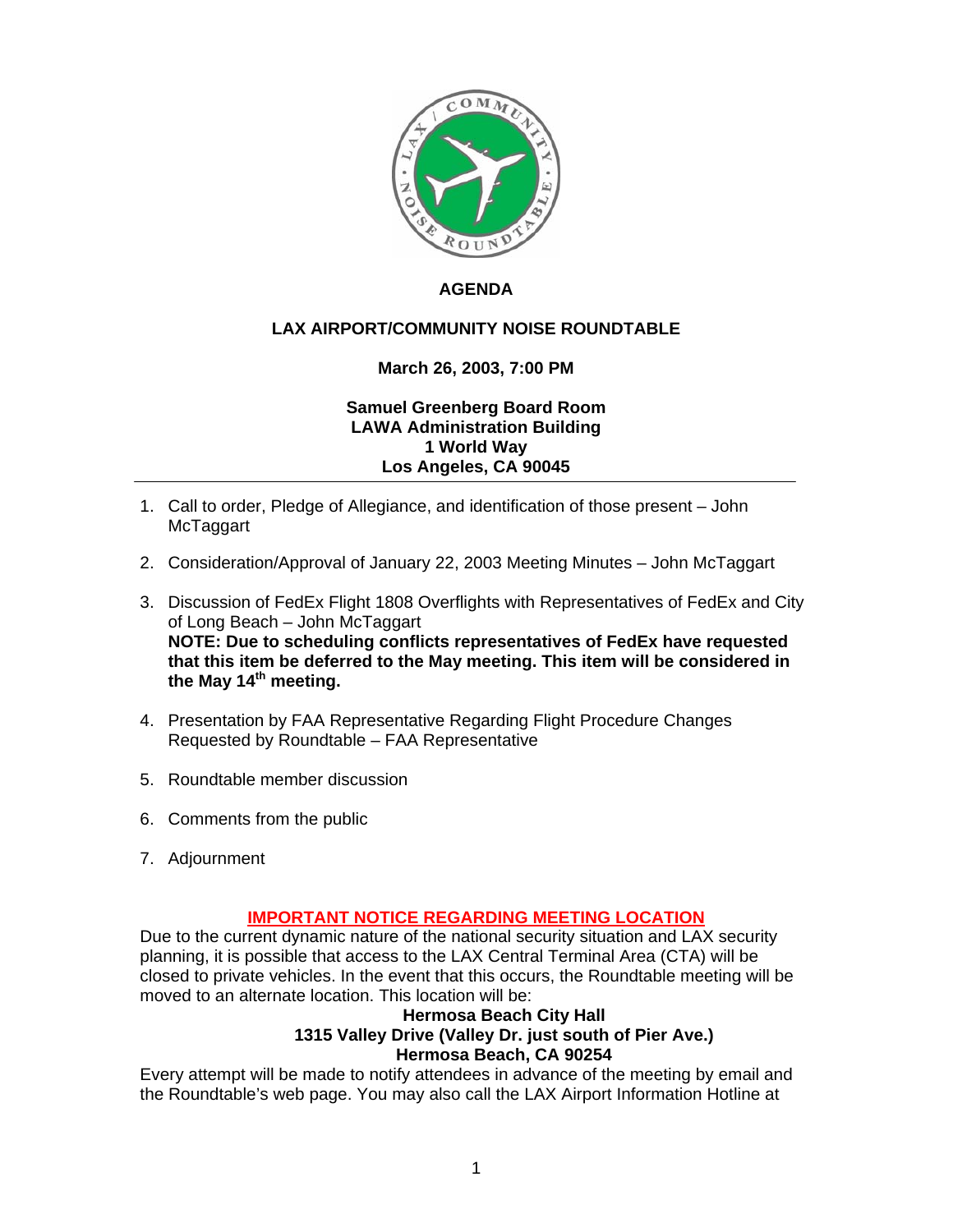# AGENDA

## LAX AIRPORT/COMMUNITY NOISE ROUNDTABLE

**March 26, 2003, 7:00 PM**

**Samuel Greenberg Board Room**
**LAWA Administration Building**
**1 World Way**
**Los Angeles, CA 90045**

---

1. Call to order, Pledge of Allegiance, and identification of those present – John McTaggart
2. Consideration/Approval of January 22, 2003 Meeting Minutes – John McTaggart
3. Discussion of FedEx Flight 1808 Overflights with Representatives of FedEx and City of Long Beach – John McTaggart
   **NOTE: Due to scheduling conflicts representatives of FedEx have requested that this item be deferred to the May meeting. This item will be considered in the May 14th meeting.**
4. Presentation by FAA Representative Regarding Flight Procedure Changes Requested by Roundtable – FAA Representative
5. Roundtable member discussion
6. Comments from the public
7. Adjournment

**IMPORTANT NOTICE REGARDING MEETING LOCATION**

Due to the current dynamic nature of the national security situation and LAX security planning, it is possible that access to the LAX Central Terminal Area (CTA) will be closed to private vehicles. In the event that this occurs, the Roundtable meeting will be moved to an alternate location. This location will be:

**Hermosa Beach City Hall**
**1315 Valley Drive (Valley Dr. just south of Pier Ave.)**
**Hermosa Beach, CA 90254**

Every attempt will be made to notify attendees in advance of the meeting by email and the Roundtable's web page. You may also call the LAX Airport Information Hotline at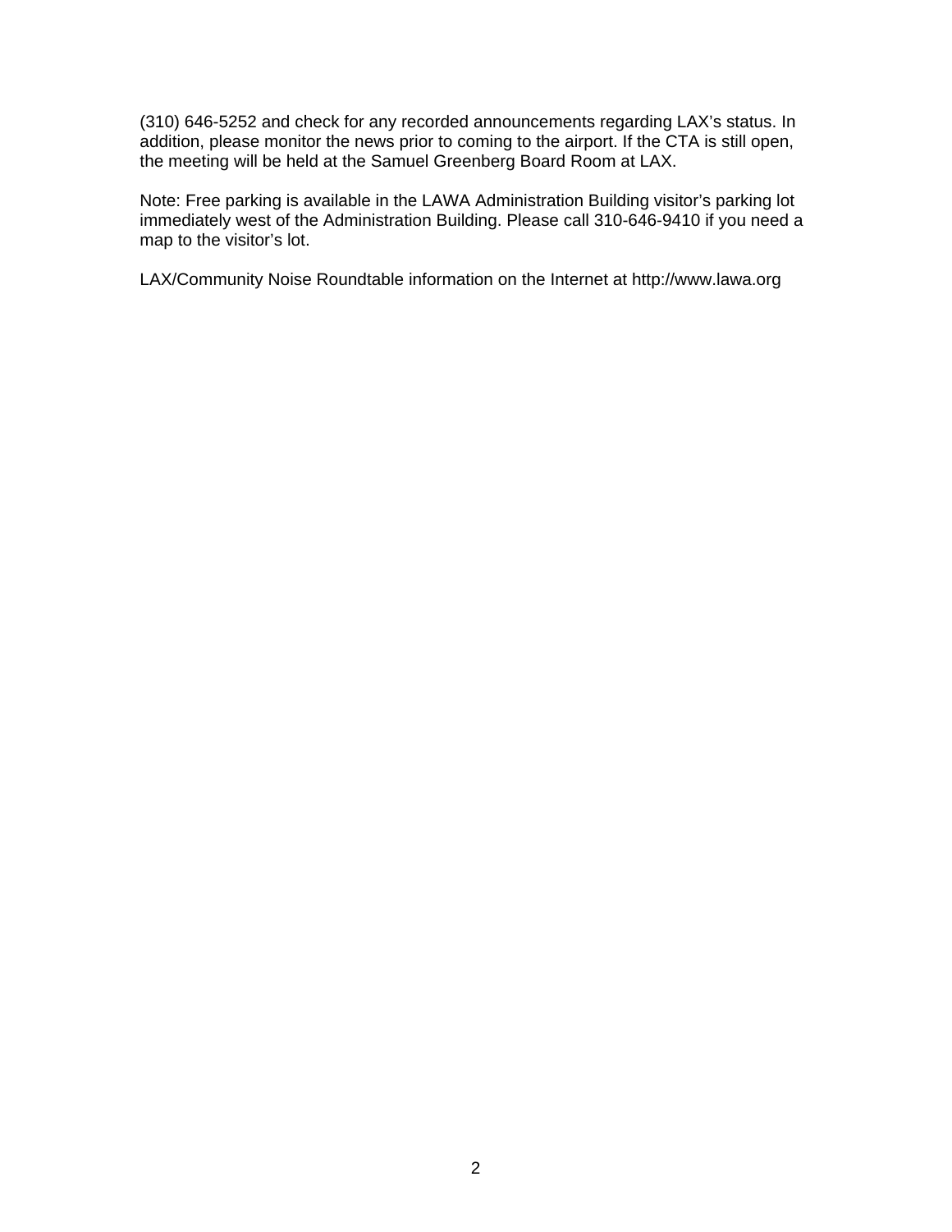(310) 646-5252 and check for any recorded announcements regarding LAX's status. In addition, please monitor the news prior to coming to the airport. If the CTA is still open, the meeting will be held at the Samuel Greenberg Board Room at LAX.

Note: Free parking is available in the LAWA Administration Building visitor's parking lot immediately west of the Administration Building. Please call 310-646-9410 if you need a map to the visitor's lot.

LAX/Community Noise Roundtable information on the Internet at http://www.lawa.org